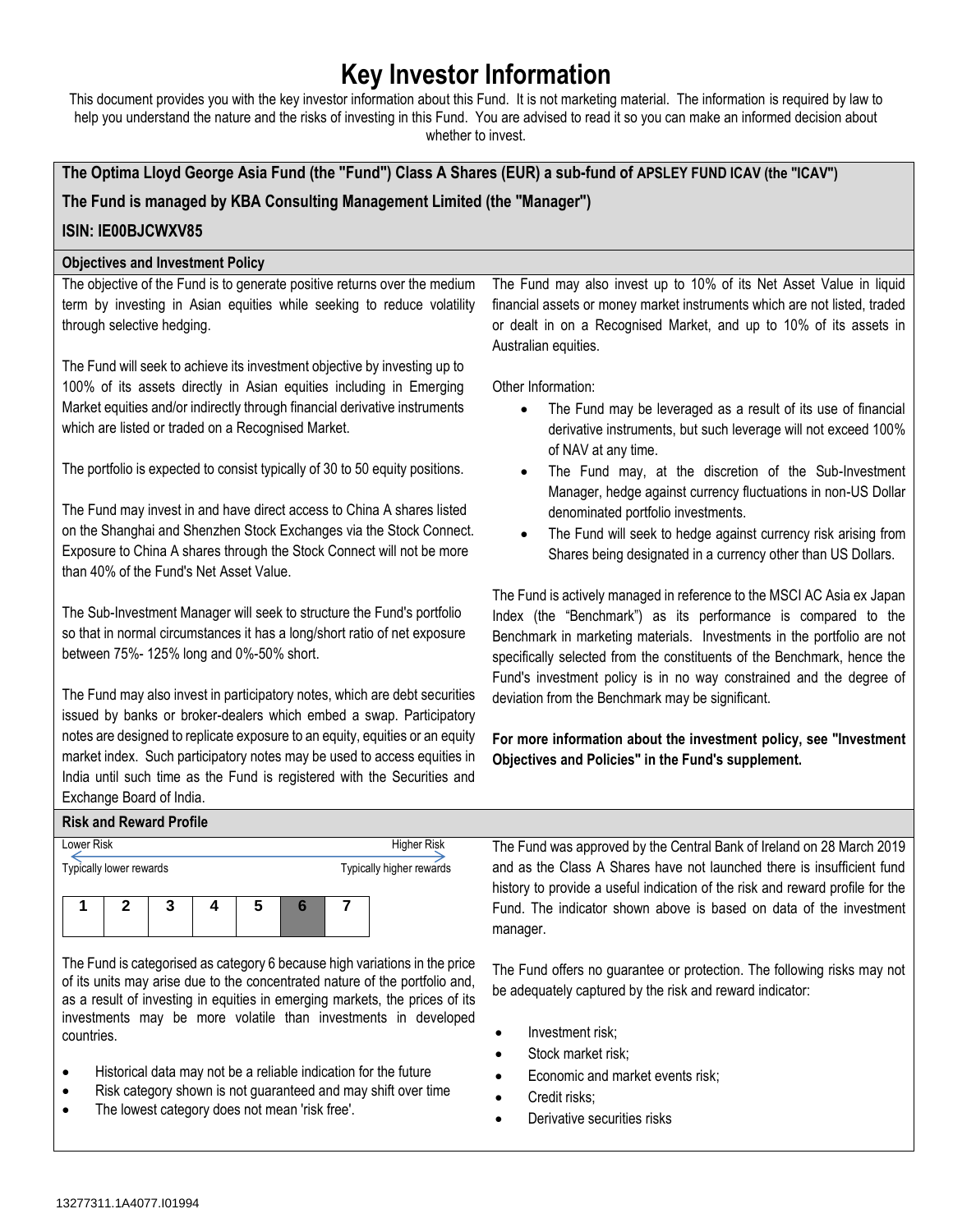# Key Investor Information

This document provides you with the key investor information about this Fund. It is not marketing material. The information is required by law to help you understand the nature and the risks of investing in this Fund. You are advised to read it so you can make an informed decision about whether to invest.

**The Optima Lloyd George Asia Fund (the "Fund") Class A Shares (EUR) a sub-fund of APSLEY FUND ICAV (the "ICAV")**

**The Fund is managed by KBA Consulting Management Limited (the "Manager")**

**ISIN: IE00BJCWXV85**

## Objectives and Investment Policy

The objective of the Fund is to generate positive returns over the medium term by investing in Asian equities while seeking to reduce volatility through selective hedging.

The Fund will seek to achieve its investment objective by investing up to 100% of its assets directly in Asian equities including in Emerging Market equities and/or indirectly through financial derivative instruments which are listed or traded on a Recognised Market.

The portfolio is expected to consist typically of 30 to 50 equity positions.

The Fund may invest in and have direct access to China A shares listed on the Shanghai and Shenzhen Stock Exchanges via the Stock Connect. Exposure to China A shares through the Stock Connect will not be more than 40% of the Fund's Net Asset Value.

The Sub-Investment Manager will seek to structure the Fund's portfolio so that in normal circumstances it has a long/short ratio of net exposure between 75%- 125% long and 0%-50% short.

The Fund may also invest in participatory notes, which are debt securities issued by banks or broker-dealers which embed a swap. Participatory notes are designed to replicate exposure to an equity, equities or an equity market index. Such participatory notes may be used to access equities in India until such time as the Fund is registered with the Securities and Exchange Board of India.

The Fund may also invest up to 10% of its Net Asset Value in liquid financial assets or money market instruments which are not listed, traded or dealt in on a Recognised Market, and up to 10% of its assets in Australian equities.

Other Information:

- The Fund may be leveraged as a result of its use of financial derivative instruments, but such leverage will not exceed 100% of NAV at any time.
- The Fund may, at the discretion of the Sub-Investment Manager, hedge against currency fluctuations in non-US Dollar denominated portfolio investments.
- The Fund will seek to hedge against currency risk arising from Shares being designated in a currency other than US Dollars.

The Fund is actively managed in reference to the MSCI AC Asia ex Japan Index (the "Benchmark") as its performance is compared to the Benchmark in marketing materials. Investments in the portfolio are not specifically selected from the constituents of the Benchmark, hence the Fund's investment policy is in no way constrained and the degree of deviation from the Benchmark may be significant.

**For more information about the investment policy, see "Investment Objectives and Policies" in the Fund's supplement.**

## Risk and Reward Profile

Lower Risk — Higher Risk

Typically lower rewards — Typically higher rewards

| 1 | 2 | 3 | 4 | 5 | **6** | 7 |
|---|---|---|---|---|---|---|

The Fund is categorised as category 6 because high variations in the price of its units may arise due to the concentrated nature of the portfolio and, as a result of investing in equities in emerging markets, the prices of its investments may be more volatile than investments in developed countries.

- Historical data may not be a reliable indication for the future
- Risk category shown is not guaranteed and may shift over time
- The lowest category does not mean 'risk free'.

The Fund was approved by the Central Bank of Ireland on 28 March 2019 and as the Class A Shares have not launched there is insufficient fund history to provide a useful indication of the risk and reward profile for the Fund. The indicator shown above is based on data of the investment manager.

The Fund offers no guarantee or protection. The following risks may not be adequately captured by the risk and reward indicator:

- Investment risk;
- Stock market risk;
- Economic and market events risk;
- Credit risks;
- Derivative securities risks

13277311.1A4077.I01994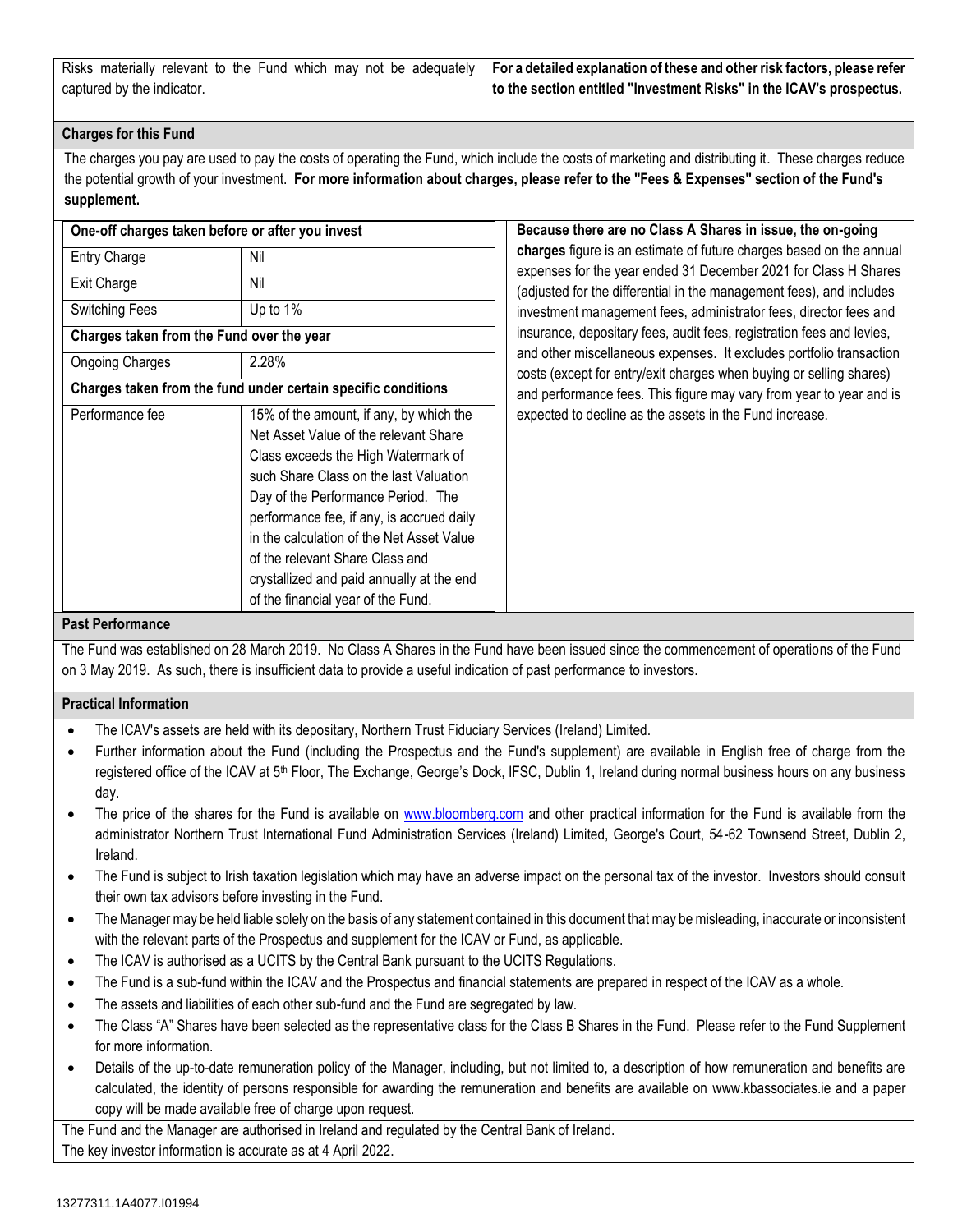Risks materially relevant to the Fund which may not be adequately captured by the indicator.

**For a detailed explanation of these and other risk factors, please refer to the section entitled "Investment Risks" in the ICAV's prospectus.**

## Charges for this Fund

The charges you pay are used to pay the costs of operating the Fund, which include the costs of marketing and distributing it. These charges reduce the potential growth of your investment. **For more information about charges, please refer to the "Fees & Expenses" section of the Fund's supplement.**

| | |
|---|---|
| **One-off charges taken before or after you invest** | |
| Entry Charge | Nil |
| Exit Charge | Nil |
| Switching Fees | Up to 1% |
| **Charges taken from the Fund over the year** | |
| Ongoing Charges | 2.28% |
| **Charges taken from the fund under certain specific conditions** | |
| Performance fee | 15% of the amount, if any, by which the Net Asset Value of the relevant Share Class exceeds the High Watermark of such Share Class on the last Valuation Day of the Performance Period. The performance fee, if any, is accrued daily in the calculation of the Net Asset Value of the relevant Share Class and crystallized and paid annually at the end of the financial year of the Fund. |

**Because there are no Class A Shares in issue, the on-going charges** figure is an estimate of future charges based on the annual expenses for the year ended 31 December 2021 for Class H Shares (adjusted for the differential in the management fees), and includes investment management fees, administrator fees, director fees and insurance, depositary fees, audit fees, registration fees and levies, and other miscellaneous expenses. It excludes portfolio transaction costs (except for entry/exit charges when buying or selling shares) and performance fees. This figure may vary from year to year and is expected to decline as the assets in the Fund increase.

## Past Performance

The Fund was established on 28 March 2019. No Class A Shares in the Fund have been issued since the commencement of operations of the Fund on 3 May 2019. As such, there is insufficient data to provide a useful indication of past performance to investors.

## Practical Information

- The ICAV's assets are held with its depositary, Northern Trust Fiduciary Services (Ireland) Limited.
- Further information about the Fund (including the Prospectus and the Fund's supplement) are available in English free of charge from the registered office of the ICAV at 5th Floor, The Exchange, George's Dock, IFSC, Dublin 1, Ireland during normal business hours on any business day.
- The price of the shares for the Fund is available on www.bloomberg.com and other practical information for the Fund is available from the administrator Northern Trust International Fund Administration Services (Ireland) Limited, George's Court, 54-62 Townsend Street, Dublin 2, Ireland.
- The Fund is subject to Irish taxation legislation which may have an adverse impact on the personal tax of the investor. Investors should consult their own tax advisors before investing in the Fund.
- The Manager may be held liable solely on the basis of any statement contained in this document that may be misleading, inaccurate or inconsistent with the relevant parts of the Prospectus and supplement for the ICAV or Fund, as applicable.
- The ICAV is authorised as a UCITS by the Central Bank pursuant to the UCITS Regulations.
- The Fund is a sub-fund within the ICAV and the Prospectus and financial statements are prepared in respect of the ICAV as a whole.
- The assets and liabilities of each other sub-fund and the Fund are segregated by law.
- The Class "A" Shares have been selected as the representative class for the Class B Shares in the Fund. Please refer to the Fund Supplement for more information.
- Details of the up-to-date remuneration policy of the Manager, including, but not limited to, a description of how remuneration and benefits are calculated, the identity of persons responsible for awarding the remuneration and benefits are available on www.kbassociates.ie and a paper copy will be made available free of charge upon request.

The Fund and the Manager are authorised in Ireland and regulated by the Central Bank of Ireland.
The key investor information is accurate as at 4 April 2022.

13277311.1A4077.I01994